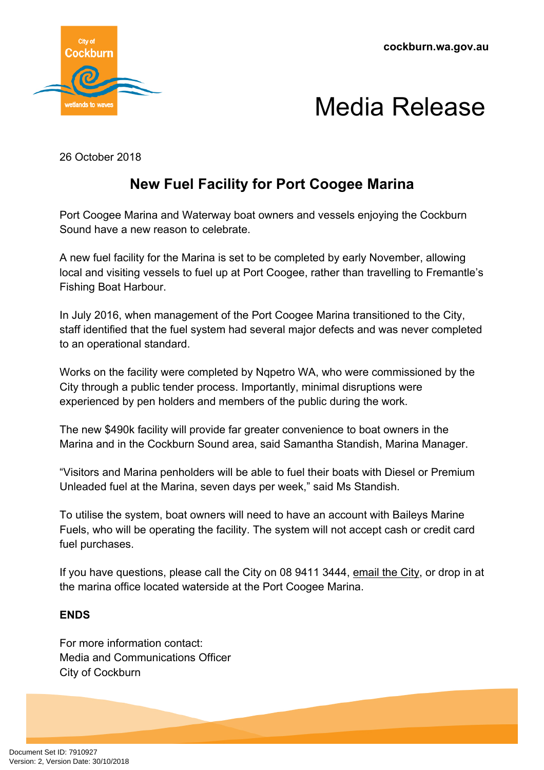cockburn.wa.gov.au

# Media Release

26 October 2018

## New Fuel Facility for Port Coogee Marina

Port Coogee Marina and Waterway boat owners and vessels enjoying the Cockburn Sound have a new reason to celebrate.

A new fuel facility for the Marina is set to be completed by early November, allowing local and visiting vessels to fuel up at Port Coogee, rather than travelling to Fremantle's Fishing Boat Harbour.

In July 2016, when management of the Port Coogee Marina transitioned to the City, staff identified that the fuel system had several major defects and was never completed to an operational standard.

Works on the facility were completed by Nqpetro WA, who were commissioned by the City through a public tender process. Importantly, minimal disruptions were experienced by pen holders and members of the public during the work.

The new $490k facility will provide far greater convenience to boat owners in the Marina and in the Cockburn Sound area, said Samantha Standish, Marina Manager.

"Visitors and Marina penholders will be able to fuel their boats with Diesel or Premium Unleaded fuel at the Marina, seven days per week," said Ms Standish.

To utilise the system, boat owners will need to have an account with Baileys Marine Fuels, who will be operating the facility. The system will not accept cash or credit card fuel purchases.

If you have questions, please call the City on 08 9411 3444, email the City, or drop in at the marina office located waterside at the Port Coogee Marina.

**ENDS**

For more information contact:
Media and Communications Officer
City of Cockburn

Document Set ID: 7910927
Version: 2, Version Date: 30/10/2018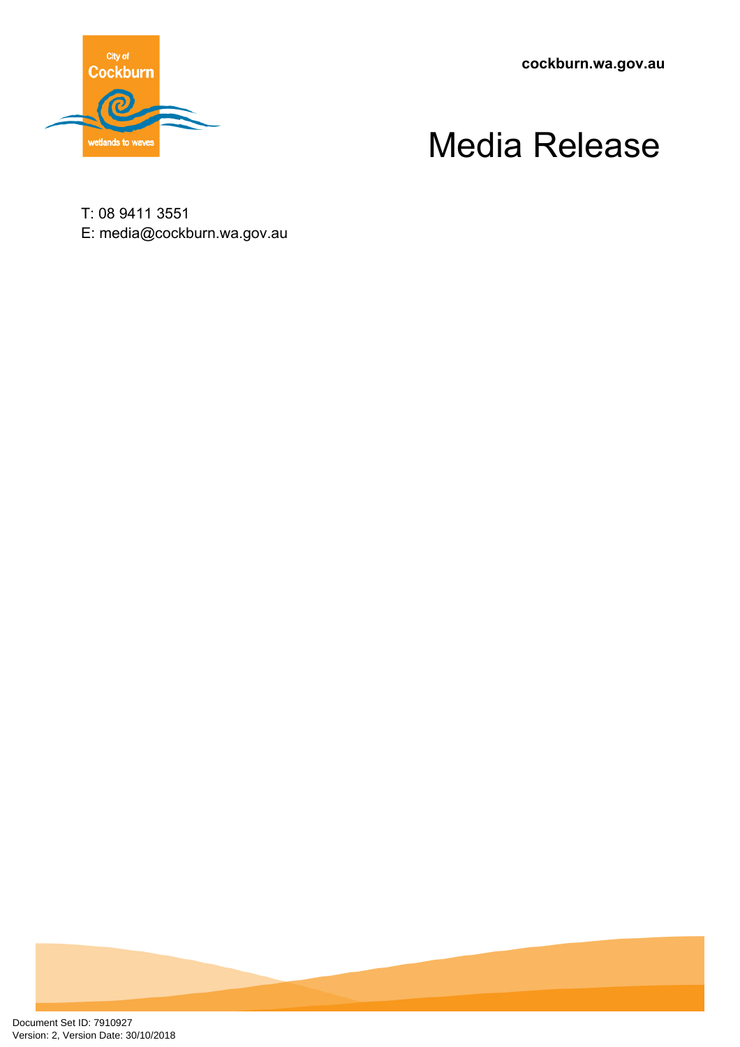cockburn.wa.gov.au

# Media Release

T: 08 9411 3551
E: media@cockburn.wa.gov.au